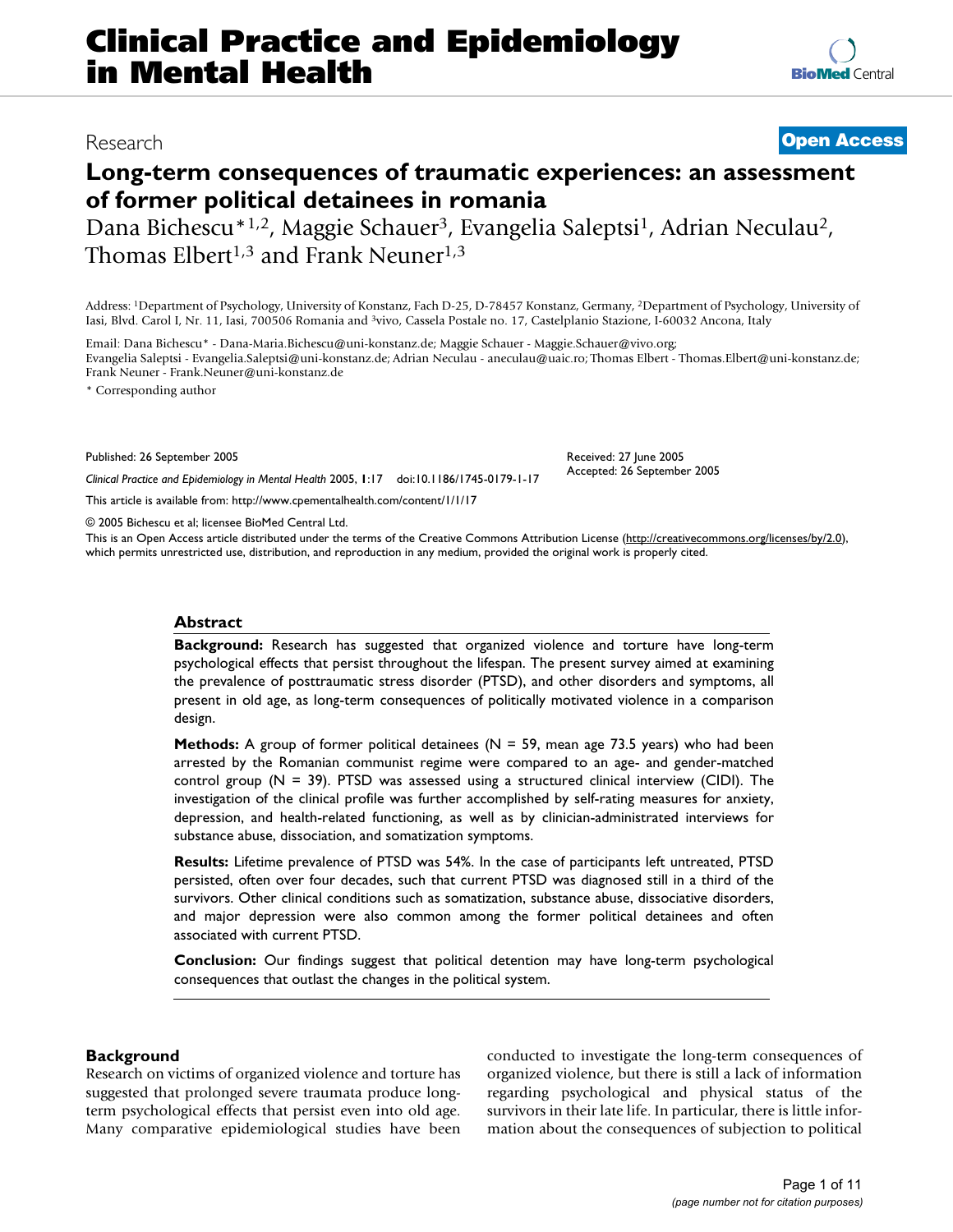Research

**Open Access**

# Long-term consequences of traumatic experiences: an assessment of former political detainees in romania

Dana Bichescu*[1,2], Maggie Schauer[3], Evangelia Saleptsi[1], Adrian Neculau[2], Thomas Elbert[1,3] and Frank Neuner[1,3]

Address: [1]Department of Psychology, University of Konstanz, Fach D-25, D-78457 Konstanz, Germany, [2]Department of Psychology, University of Iasi, Blvd. Carol I, Nr. 11, Iasi, 700506 Romania and [3]vivo, Cassela Postale no. 17, Castelplanio Stazione, I-60032 Ancona, Italy

Email: Dana Bichescu* - Dana-Maria.Bichescu@uni-konstanz.de; Maggie Schauer - Maggie.Schauer@vivo.org; Evangelia Saleptsi - Evangelia.Saleptsi@uni-konstanz.de; Adrian Neculau - aneculau@uaic.ro; Thomas Elbert - Thomas.Elbert@uni-konstanz.de; Frank Neuner - Frank.Neuner@uni-konstanz.de

\* Corresponding author

Published: 26 September 2005

*Clinical Practice and Epidemiology in Mental Health* 2005, **1**:17 doi:10.1186/1745-0179-1-17

Received: 27 June 2005
Accepted: 26 September 2005

This article is available from: http://www.cpementalhealth.com/content/1/1/17

© 2005 Bichescu et al; licensee BioMed Central Ltd.
This is an Open Access article distributed under the terms of the Creative Commons Attribution License (http://creativecommons.org/licenses/by/2.0), which permits unrestricted use, distribution, and reproduction in any medium, provided the original work is properly cited.

## Abstract

**Background:** Research has suggested that organized violence and torture have long-term psychological effects that persist throughout the lifespan. The present survey aimed at examining the prevalence of posttraumatic stress disorder (PTSD), and other disorders and symptoms, all present in old age, as long-term consequences of politically motivated violence in a comparison design.

**Methods:** A group of former political detainees (N = 59, mean age 73.5 years) who had been arrested by the Romanian communist regime were compared to an age- and gender-matched control group (N = 39). PTSD was assessed using a structured clinical interview (CIDI). The investigation of the clinical profile was further accomplished by self-rating measures for anxiety, depression, and health-related functioning, as well as by clinician-administrated interviews for substance abuse, dissociation, and somatization symptoms.

**Results:** Lifetime prevalence of PTSD was 54%. In the case of participants left untreated, PTSD persisted, often over four decades, such that current PTSD was diagnosed still in a third of the survivors. Other clinical conditions such as somatization, substance abuse, dissociative disorders, and major depression were also common among the former political detainees and often associated with current PTSD.

**Conclusion:** Our findings suggest that political detention may have long-term psychological consequences that outlast the changes in the political system.

## Background

Research on victims of organized violence and torture has suggested that prolonged severe traumata produce long-term psychological effects that persist even into old age. Many comparative epidemiological studies have been conducted to investigate the long-term consequences of organized violence, but there is still a lack of information regarding psychological and physical status of the survivors in their late life. In particular, there is little information about the consequences of subjection to political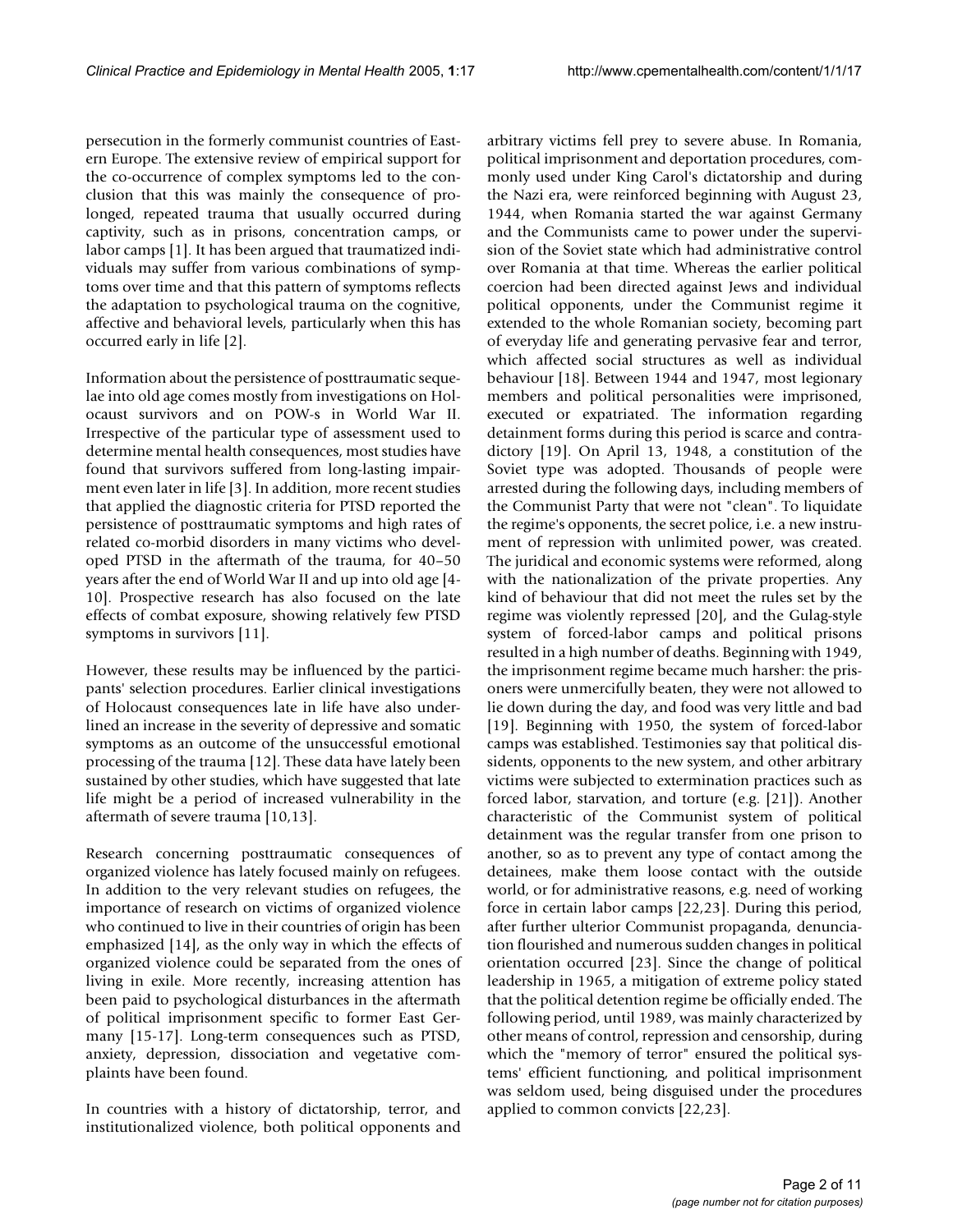persecution in the formerly communist countries of Eastern Europe. The extensive review of empirical support for the co-occurrence of complex symptoms led to the conclusion that this was mainly the consequence of prolonged, repeated trauma that usually occurred during captivity, such as in prisons, concentration camps, or labor camps [1]. It has been argued that traumatized individuals may suffer from various combinations of symptoms over time and that this pattern of symptoms reflects the adaptation to psychological trauma on the cognitive, affective and behavioral levels, particularly when this has occurred early in life [2].

Information about the persistence of posttraumatic sequelae into old age comes mostly from investigations on Holocaust survivors and on POW-s in World War II. Irrespective of the particular type of assessment used to determine mental health consequences, most studies have found that survivors suffered from long-lasting impairment even later in life [3]. In addition, more recent studies that applied the diagnostic criteria for PTSD reported the persistence of posttraumatic symptoms and high rates of related co-morbid disorders in many victims who developed PTSD in the aftermath of the trauma, for 40–50 years after the end of World War II and up into old age [4-10]. Prospective research has also focused on the late effects of combat exposure, showing relatively few PTSD symptoms in survivors [11].

However, these results may be influenced by the participants' selection procedures. Earlier clinical investigations of Holocaust consequences late in life have also underlined an increase in the severity of depressive and somatic symptoms as an outcome of the unsuccessful emotional processing of the trauma [12]. These data have lately been sustained by other studies, which have suggested that late life might be a period of increased vulnerability in the aftermath of severe trauma [10,13].

Research concerning posttraumatic consequences of organized violence has lately focused mainly on refugees. In addition to the very relevant studies on refugees, the importance of research on victims of organized violence who continued to live in their countries of origin has been emphasized [14], as the only way in which the effects of organized violence could be separated from the ones of living in exile. More recently, increasing attention has been paid to psychological disturbances in the aftermath of political imprisonment specific to former East Germany [15-17]. Long-term consequences such as PTSD, anxiety, depression, dissociation and vegetative complaints have been found.

In countries with a history of dictatorship, terror, and institutionalized violence, both political opponents and arbitrary victims fell prey to severe abuse. In Romania, political imprisonment and deportation procedures, commonly used under King Carol's dictatorship and during the Nazi era, were reinforced beginning with August 23, 1944, when Romania started the war against Germany and the Communists came to power under the supervision of the Soviet state which had administrative control over Romania at that time. Whereas the earlier political coercion had been directed against Jews and individual political opponents, under the Communist regime it extended to the whole Romanian society, becoming part of everyday life and generating pervasive fear and terror, which affected social structures as well as individual behaviour [18]. Between 1944 and 1947, most legionary members and political personalities were imprisoned, executed or expatriated. The information regarding detainment forms during this period is scarce and contradictory [19]. On April 13, 1948, a constitution of the Soviet type was adopted. Thousands of people were arrested during the following days, including members of the Communist Party that were not "clean". To liquidate the regime's opponents, the secret police, i.e. a new instrument of repression with unlimited power, was created. The juridical and economic systems were reformed, along with the nationalization of the private properties. Any kind of behaviour that did not meet the rules set by the regime was violently repressed [20], and the Gulag-style system of forced-labor camps and political prisons resulted in a high number of deaths. Beginning with 1949, the imprisonment regime became much harsher: the prisoners were unmercifully beaten, they were not allowed to lie down during the day, and food was very little and bad [19]. Beginning with 1950, the system of forced-labor camps was established. Testimonies say that political dissidents, opponents to the new system, and other arbitrary victims were subjected to extermination practices such as forced labor, starvation, and torture (e.g. [21]). Another characteristic of the Communist system of political detainment was the regular transfer from one prison to another, so as to prevent any type of contact among the detainees, make them loose contact with the outside world, or for administrative reasons, e.g. need of working force in certain labor camps [22,23]. During this period, after further ulterior Communist propaganda, denunciation flourished and numerous sudden changes in political orientation occurred [23]. Since the change of political leadership in 1965, a mitigation of extreme policy stated that the political detention regime be officially ended. The following period, until 1989, was mainly characterized by other means of control, repression and censorship, during which the "memory of terror" ensured the political systems' efficient functioning, and political imprisonment was seldom used, being disguised under the procedures applied to common convicts [22,23].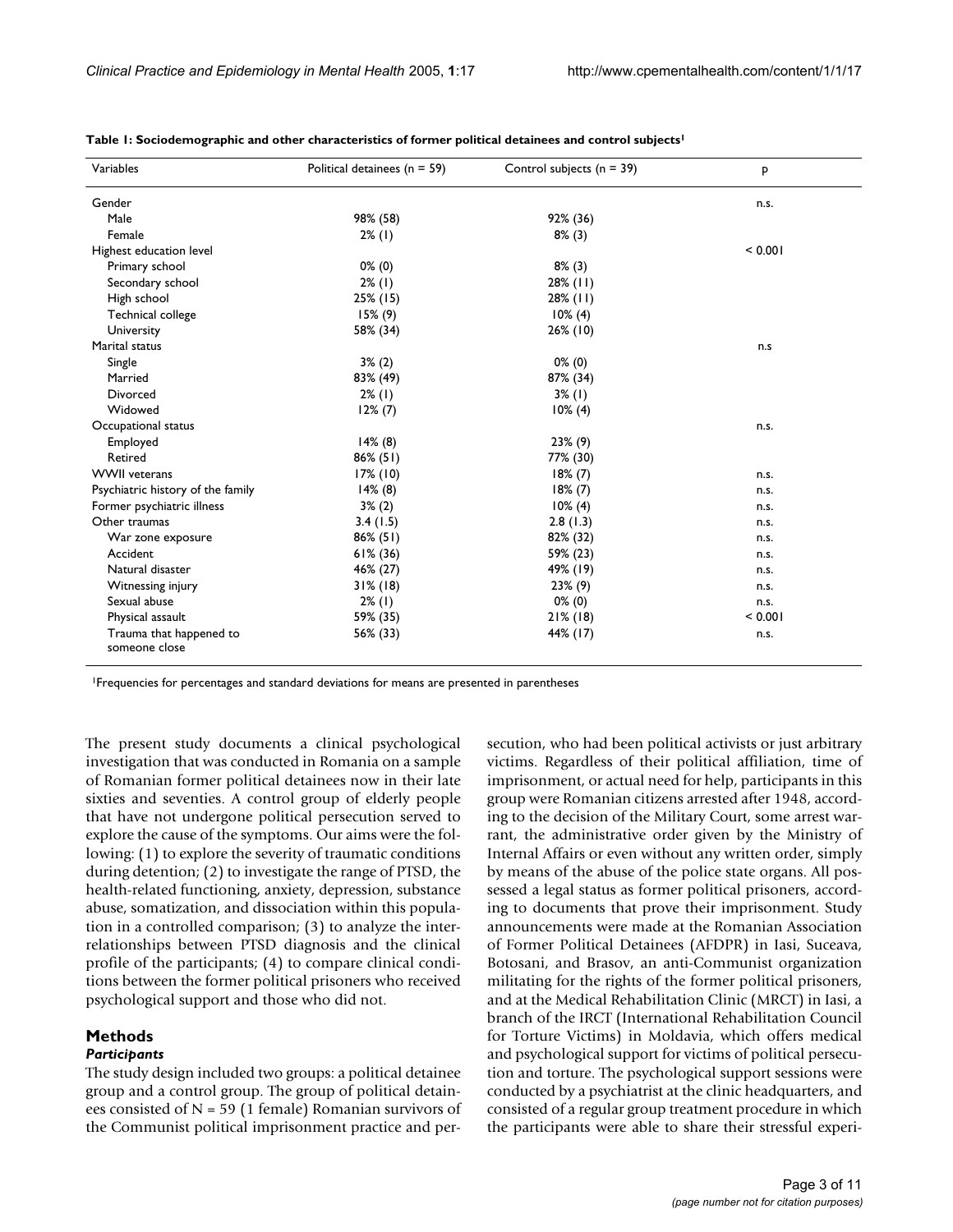**Table 1: Sociodemographic and other characteristics of former political detainees and control subjects[1]**

| Variables | Political detainees (n = 59) | Control subjects (n = 39) | p |
|---|---|---|---|
| Gender | | | n.s. |
| Male | 98% (58) | 92% (36) | |
| Female | 2% (1) | 8% (3) | |
| Highest education level | | | < 0.001 |
| Primary school | 0% (0) | 8% (3) | |
| Secondary school | 2% (1) | 28% (11) | |
| High school | 25% (15) | 28% (11) | |
| Technical college | 15% (9) | 10% (4) | |
| University | 58% (34) | 26% (10) | |
| Marital status | | | n.s |
| Single | 3% (2) | 0% (0) | |
| Married | 83% (49) | 87% (34) | |
| Divorced | 2% (1) | 3% (1) | |
| Widowed | 12% (7) | 10% (4) | |
| Occupational status | | | n.s. |
| Employed | 14% (8) | 23% (9) | |
| Retired | 86% (51) | 77% (30) | |
| WWII veterans | 17% (10) | 18% (7) | n.s. |
| Psychiatric history of the family | 14% (8) | 18% (7) | n.s. |
| Former psychiatric illness | 3% (2) | 10% (4) | n.s. |
| Other traumas | 3.4 (1.5) | 2.8 (1.3) | n.s. |
| War zone exposure | 86% (51) | 82% (32) | n.s. |
| Accident | 61% (36) | 59% (23) | n.s. |
| Natural disaster | 46% (27) | 49% (19) | n.s. |
| Witnessing injury | 31% (18) | 23% (9) | n.s. |
| Sexual abuse | 2% (1) | 0% (0) | n.s. |
| Physical assault | 59% (35) | 21% (18) | < 0.001 |
| Trauma that happened to someone close | 56% (33) | 44% (17) | n.s. |

[1]Frequencies for percentages and standard deviations for means are presented in parentheses

The present study documents a clinical psychological investigation that was conducted in Romania on a sample of Romanian former political detainees now in their late sixties and seventies. A control group of elderly people that have not undergone political persecution served to explore the cause of the symptoms. Our aims were the following: (1) to explore the severity of traumatic conditions during detention; (2) to investigate the range of PTSD, the health-related functioning, anxiety, depression, substance abuse, somatization, and dissociation within this population in a controlled comparison; (3) to analyze the interrelationships between PTSD diagnosis and the clinical profile of the participants; (4) to compare clinical conditions between the former political prisoners who received psychological support and those who did not.

## Methods

### *Participants*

The study design included two groups: a political detainee group and a control group. The group of political detainees consisted of N = 59 (1 female) Romanian survivors of the Communist political imprisonment practice and persecution, who had been political activists or just arbitrary victims. Regardless of their political affiliation, time of imprisonment, or actual need for help, participants in this group were Romanian citizens arrested after 1948, according to the decision of the Military Court, some arrest warrant, the administrative order given by the Ministry of Internal Affairs or even without any written order, simply by means of the abuse of the police state organs. All possessed a legal status as former political prisoners, according to documents that prove their imprisonment. Study announcements were made at the Romanian Association of Former Political Detainees (AFDPR) in Iasi, Suceava, Botosani, and Brasov, an anti-Communist organization militating for the rights of the former political prisoners, and at the Medical Rehabilitation Clinic (MRCT) in Iasi, a branch of the IRCT (International Rehabilitation Council for Torture Victims) in Moldavia, which offers medical and psychological support for victims of political persecution and torture. The psychological support sessions were conducted by a psychiatrist at the clinic headquarters, and consisted of a regular group treatment procedure in which the participants were able to share their stressful experi-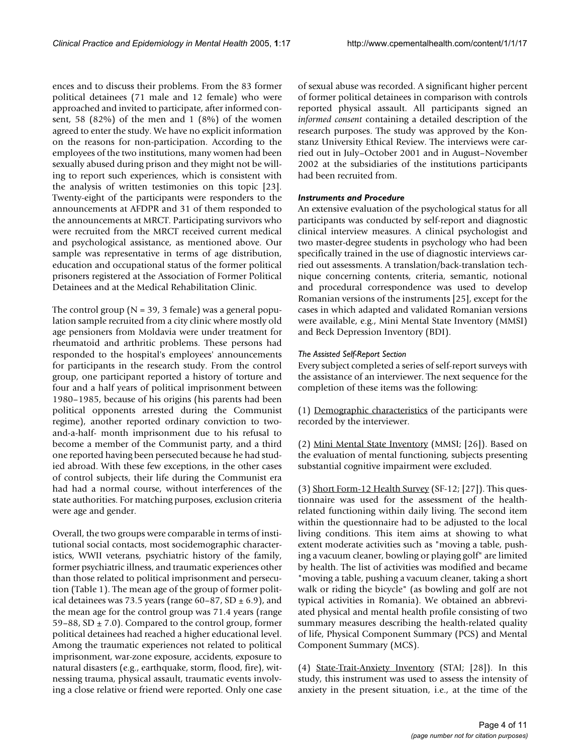ences and to discuss their problems. From the 83 former political detainees (71 male and 12 female) who were approached and invited to participate, after informed consent, 58 (82%) of the men and 1 (8%) of the women agreed to enter the study. We have no explicit information on the reasons for non-participation. According to the employees of the two institutions, many women had been sexually abused during prison and they might not be willing to report such experiences, which is consistent with the analysis of written testimonies on this topic [23]. Twenty-eight of the participants were responders to the announcements at AFDPR and 31 of them responded to the announcements at MRCT. Participating survivors who were recruited from the MRCT received current medical and psychological assistance, as mentioned above. Our sample was representative in terms of age distribution, education and occupational status of the former political prisoners registered at the Association of Former Political Detainees and at the Medical Rehabilitation Clinic.

The control group (N = 39, 3 female) was a general population sample recruited from a city clinic where mostly old age pensioners from Moldavia were under treatment for rheumatoid and arthritic problems. These persons had responded to the hospital's employees' announcements for participants in the research study. From the control group, one participant reported a history of torture and four and a half years of political imprisonment between 1980–1985, because of his origins (his parents had been political opponents arrested during the Communist regime), another reported ordinary conviction to two-and-a-half- month imprisonment due to his refusal to become a member of the Communist party, and a third one reported having been persecuted because he had studied abroad. With these few exceptions, in the other cases of control subjects, their life during the Communist era had had a normal course, without interferences of the state authorities. For matching purposes, exclusion criteria were age and gender.

Overall, the two groups were comparable in terms of institutional social contacts, most socidemographic characteristics, WWII veterans, psychiatric history of the family, former psychiatric illness, and traumatic experiences other than those related to political imprisonment and persecution (Table 1). The mean age of the group of former political detainees was 73.5 years (range 60–87, SD ± 6.9), and the mean age for the control group was 71.4 years (range 59–88, SD ± 7.0). Compared to the control group, former political detainees had reached a higher educational level. Among the traumatic experiences not related to political imprisonment, war-zone exposure, accidents, exposure to natural disasters (e.g., earthquake, storm, flood, fire), witnessing trauma, physical assault, traumatic events involving a close relative or friend were reported. Only one case of sexual abuse was recorded. A significant higher percent of former political detainees in comparison with controls reported physical assault. All participants signed an *informed consent* containing a detailed description of the research purposes. The study was approved by the Konstanz University Ethical Review. The interviews were carried out in July–October 2001 and in August–November 2002 at the subsidiaries of the institutions participants had been recruited from.

### *Instruments and Procedure*

An extensive evaluation of the psychological status for all participants was conducted by self-report and diagnostic clinical interview measures. A clinical psychologist and two master-degree students in psychology who had been specifically trained in the use of diagnostic interviews carried out assessments. A translation/back-translation technique concerning contents, criteria, semantic, notional and procedural correspondence was used to develop Romanian versions of the instruments [25], except for the cases in which adapted and validated Romanian versions were available, e.g., Mini Mental State Inventory (MMSI) and Beck Depression Inventory (BDI).

#### *The Assisted Self-Report Section*

Every subject completed a series of self-report surveys with the assistance of an interviewer. The next sequence for the completion of these items was the following:

(1) Demographic characteristics of the participants were recorded by the interviewer.

(2) Mini Mental State Inventory (MMSI; [26]). Based on the evaluation of mental functioning, subjects presenting substantial cognitive impairment were excluded.

(3) Short Form-12 Health Survey (SF-12; [27]). This questionnaire was used for the assessment of the health-related functioning within daily living. The second item within the questionnaire had to be adjusted to the local living conditions. This item aims at showing to what extent moderate activities such as "moving a table, pushing a vacuum cleaner, bowling or playing golf" are limited by health. The list of activities was modified and became "moving a table, pushing a vacuum cleaner, taking a short walk or riding the bicycle" (as bowling and golf are not typical activities in Romania). We obtained an abbreviated physical and mental health profile consisting of two summary measures describing the health-related quality of life, Physical Component Summary (PCS) and Mental Component Summary (MCS).

(4) State-Trait-Anxiety Inventory (STAI; [28]). In this study, this instrument was used to assess the intensity of anxiety in the present situation, i.e., at the time of the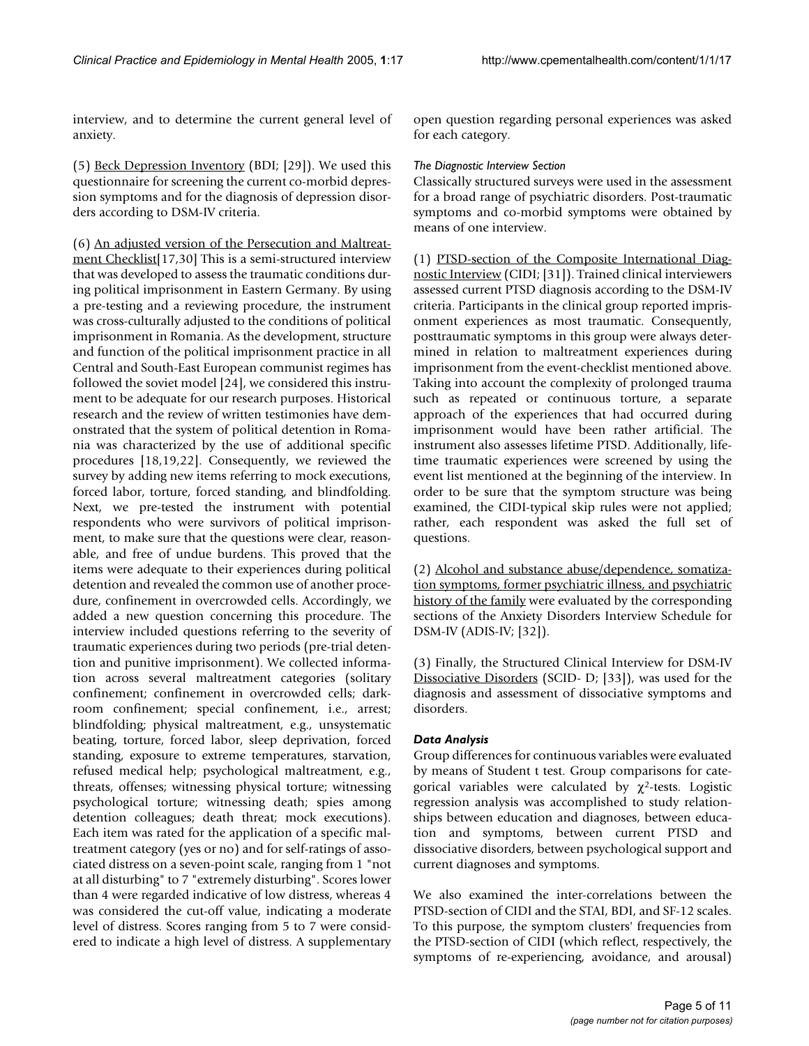interview, and to determine the current general level of anxiety.

(5) Beck Depression Inventory (BDI; [29]). We used this questionnaire for screening the current co-morbid depression symptoms and for the diagnosis of depression disorders according to DSM-IV criteria.

(6) An adjusted version of the Persecution and Maltreatment Checklist[17,30] This is a semi-structured interview that was developed to assess the traumatic conditions during political imprisonment in Eastern Germany. By using a pre-testing and a reviewing procedure, the instrument was cross-culturally adjusted to the conditions of political imprisonment in Romania. As the development, structure and function of the political imprisonment practice in all Central and South-East European communist regimes has followed the soviet model [24], we considered this instrument to be adequate for our research purposes. Historical research and the review of written testimonies have demonstrated that the system of political detention in Romania was characterized by the use of additional specific procedures [18,19,22]. Consequently, we reviewed the survey by adding new items referring to mock executions, forced labor, torture, forced standing, and blindfolding. Next, we pre-tested the instrument with potential respondents who were survivors of political imprisonment, to make sure that the questions were clear, reasonable, and free of undue burdens. This proved that the items were adequate to their experiences during political detention and revealed the common use of another procedure, confinement in overcrowded cells. Accordingly, we added a new question concerning this procedure. The interview included questions referring to the severity of traumatic experiences during two periods (pre-trial detention and punitive imprisonment). We collected information across several maltreatment categories (solitary confinement; confinement in overcrowded cells; dark-room confinement; special confinement, i.e., arrest; blindfolding; physical maltreatment, e.g., unsystematic beating, torture, forced labor, sleep deprivation, forced standing, exposure to extreme temperatures, starvation, refused medical help; psychological maltreatment, e.g., threats, offenses; witnessing physical torture; witnessing psychological torture; witnessing death; spies among detention colleagues; death threat; mock executions). Each item was rated for the application of a specific maltreatment category (yes or no) and for self-ratings of associated distress on a seven-point scale, ranging from 1 "not at all disturbing" to 7 "extremely disturbing". Scores lower than 4 were regarded indicative of low distress, whereas 4 was considered the cut-off value, indicating a moderate level of distress. Scores ranging from 5 to 7 were considered to indicate a high level of distress. A supplementary open question regarding personal experiences was asked for each category.

*The Diagnostic Interview Section*

Classically structured surveys were used in the assessment for a broad range of psychiatric disorders. Post-traumatic symptoms and co-morbid symptoms were obtained by means of one interview.

(1) PTSD-section of the Composite International Diagnostic Interview (CIDI; [31]). Trained clinical interviewers assessed current PTSD diagnosis according to the DSM-IV criteria. Participants in the clinical group reported imprisonment experiences as most traumatic. Consequently, posttraumatic symptoms in this group were always determined in relation to maltreatment experiences during imprisonment from the event-checklist mentioned above. Taking into account the complexity of prolonged trauma such as repeated or continuous torture, a separate approach of the experiences that had occurred during imprisonment would have been rather artificial. The instrument also assesses lifetime PTSD. Additionally, lifetime traumatic experiences were screened by using the event list mentioned at the beginning of the interview. In order to be sure that the symptom structure was being examined, the CIDI-typical skip rules were not applied; rather, each respondent was asked the full set of questions.

(2) Alcohol and substance abuse/dependence, somatization symptoms, former psychiatric illness, and psychiatric history of the family were evaluated by the corresponding sections of the Anxiety Disorders Interview Schedule for DSM-IV (ADIS-IV; [32]).

(3) Finally, the Structured Clinical Interview for DSM-IV Dissociative Disorders (SCID- D; [33]), was used for the diagnosis and assessment of dissociative symptoms and disorders.

### Data Analysis

Group differences for continuous variables were evaluated by means of Student t test. Group comparisons for categorical variables were calculated by $\chi^2$-tests. Logistic regression analysis was accomplished to study relationships between education and diagnoses, between education and symptoms, between current PTSD and dissociative disorders, between psychological support and current diagnoses and symptoms.

We also examined the inter-correlations between the PTSD-section of CIDI and the STAI, BDI, and SF-12 scales. To this purpose, the symptom clusters' frequencies from the PTSD-section of CIDI (which reflect, respectively, the symptoms of re-experiencing, avoidance, and arousal)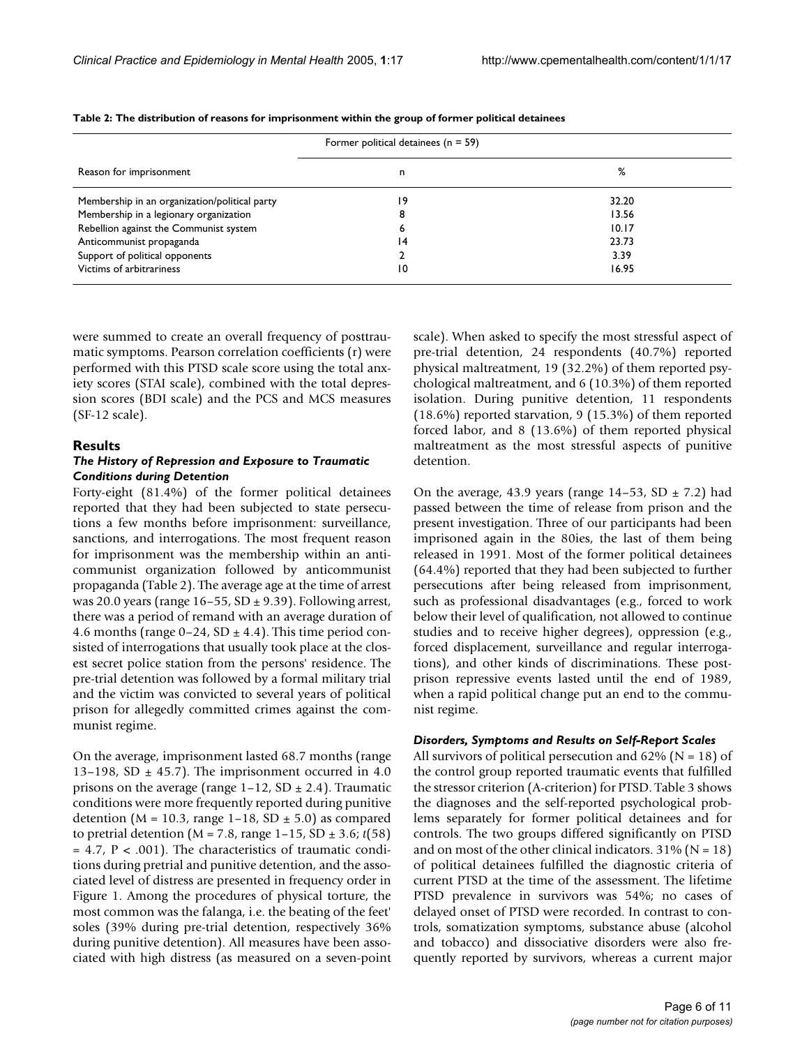**Table 2: The distribution of reasons for imprisonment within the group of former political detainees**

| Reason for imprisonment | Former political detainees (n = 59) | |
|---|---|---|
| | n | % |
| Membership in an organization/political party | 19 | 32.20 |
| Membership in a legionary organization | 8 | 13.56 |
| Rebellion against the Communist system | 6 | 10.17 |
| Anticommunist propaganda | 14 | 23.73 |
| Support of political opponents | 2 | 3.39 |
| Victims of arbitrariness | 10 | 16.95 |

were summed to create an overall frequency of posttraumatic symptoms. Pearson correlation coefficients (r) were performed with this PTSD scale score using the total anxiety scores (STAI scale), combined with the total depression scores (BDI scale) and the PCS and MCS measures (SF-12 scale).

## Results

### *The History of Repression and Exposure to Traumatic Conditions during Detention*

Forty-eight (81.4%) of the former political detainees reported that they had been subjected to state persecutions a few months before imprisonment: surveillance, sanctions, and interrogations. The most frequent reason for imprisonment was the membership within an anticommunist organization followed by anticommunist propaganda (Table 2). The average age at the time of arrest was 20.0 years (range 16–55, SD ± 9.39). Following arrest, there was a period of remand with an average duration of 4.6 months (range 0–24, SD ± 4.4). This time period consisted of interrogations that usually took place at the closest secret police station from the persons' residence. The pre-trial detention was followed by a formal military trial and the victim was convicted to several years of political prison for allegedly committed crimes against the communist regime.

On the average, imprisonment lasted 68.7 months (range 13–198, SD ± 45.7). The imprisonment occurred in 4.0 prisons on the average (range 1–12, SD ± 2.4). Traumatic conditions were more frequently reported during punitive detention (M = 10.3, range 1–18, SD ± 5.0) as compared to pretrial detention (M = 7.8, range 1–15, SD ± 3.6; $t(58) = 4.7$, $P < .001$). The characteristics of traumatic conditions during pretrial and punitive detention, and the associated level of distress are presented in frequency order in Figure 1. Among the procedures of physical torture, the most common was the falanga, i.e. the beating of the feet' soles (39% during pre-trial detention, respectively 36% during punitive detention). All measures have been associated with high distress (as measured on a seven-point scale). When asked to specify the most stressful aspect of pre-trial detention, 24 respondents (40.7%) reported physical maltreatment, 19 (32.2%) of them reported psychological maltreatment, and 6 (10.3%) of them reported isolation. During punitive detention, 11 respondents (18.6%) reported starvation, 9 (15.3%) of them reported forced labor, and 8 (13.6%) of them reported physical maltreatment as the most stressful aspects of punitive detention.

On the average, 43.9 years (range 14–53, SD ± 7.2) had passed between the time of release from prison and the present investigation. Three of our participants had been imprisoned again in the 80ies, the last of them being released in 1991. Most of the former political detainees (64.4%) reported that they had been subjected to further persecutions after being released from imprisonment, such as professional disadvantages (e.g., forced to work below their level of qualification, not allowed to continue studies and to receive higher degrees), oppression (e.g., forced displacement, surveillance and regular interrogations), and other kinds of discriminations. These post-prison repressive events lasted until the end of 1989, when a rapid political change put an end to the communist regime.

### *Disorders, Symptoms and Results on Self-Report Scales*

All survivors of political persecution and 62% (N = 18) of the control group reported traumatic events that fulfilled the stressor criterion (A-criterion) for PTSD. Table 3 shows the diagnoses and the self-reported psychological problems separately for former political detainees and for controls. The two groups differed significantly on PTSD and on most of the other clinical indicators. 31% (N = 18) of political detainees fulfilled the diagnostic criteria of current PTSD at the time of the assessment. The lifetime PTSD prevalence in survivors was 54%; no cases of delayed onset of PTSD were recorded. In contrast to controls, somatization symptoms, substance abuse (alcohol and tobacco) and dissociative disorders were also frequently reported by survivors, whereas a current major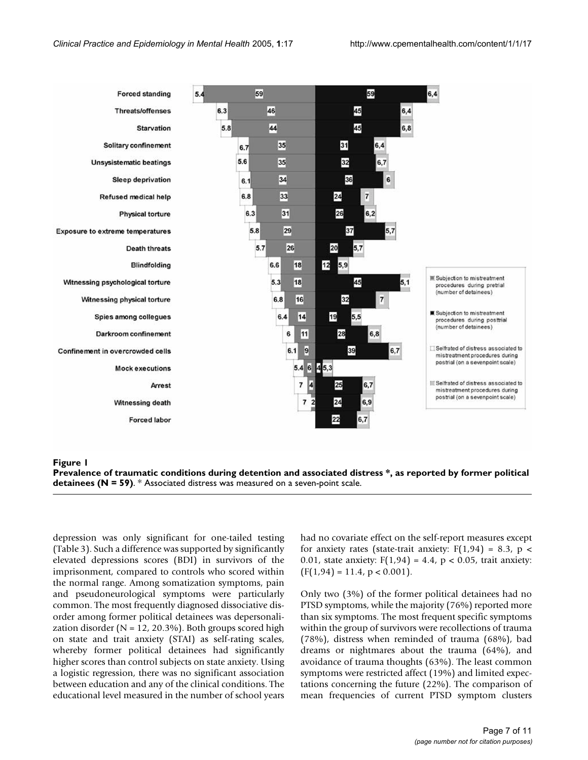**Figure 1**
**Prevalence of traumatic conditions during detention and associated distress \*, as reported by former political detainees (N = 59)**. \* Associated distress was measured on a seven-point scale.

depression was only significant for one-tailed testing (Table 3). Such a difference was supported by significantly elevated depressions scores (BDI) in survivors of the imprisonment, compared to controls who scored within the normal range. Among somatization symptoms, pain and pseudoneurological symptoms were particularly common. The most frequently diagnosed dissociative disorder among former political detainees was depersonalization disorder (N = 12, 20.3%). Both groups scored high on state and trait anxiety (STAI) as self-rating scales, whereby former political detainees had significantly higher scores than control subjects on state anxiety. Using a logistic regression, there was no significant association between education and any of the clinical conditions. The educational level measured in the number of school years had no covariate effect on the self-report measures except for anxiety rates (state-trait anxiety: $F(1,94) = 8.3$, $p < 0.01$, state anxiety: $F(1,94) = 4.4$, $p < 0.05$, trait anxiety: $(F(1,94) = 11.4$, $p < 0.001)$.

Only two (3%) of the former political detainees had no PTSD symptoms, while the majority (76%) reported more than six symptoms. The most frequent specific symptoms within the group of survivors were recollections of trauma (78%), distress when reminded of trauma (68%), bad dreams or nightmares about the trauma (64%), and avoidance of trauma thoughts (63%). The least common symptoms were restricted affect (19%) and limited expectations concerning the future (22%). The comparison of mean frequencies of current PTSD symptom clusters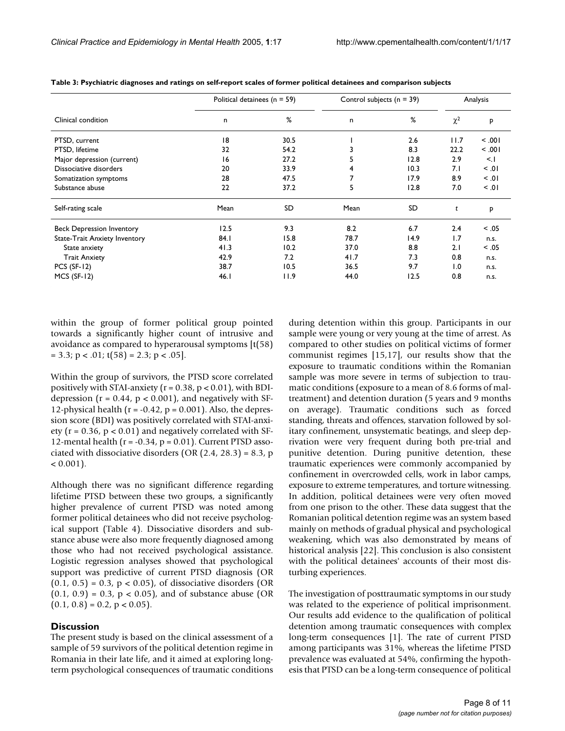**Table 3: Psychiatric diagnoses and ratings on self-report scales of former political detainees and comparison subjects**

| | Political detainees (n = 59) | | Control subjects (n = 39) | | Analysis | |
|---|---|---|---|---|---|---|
| Clinical condition | n | % | n | % | $\chi^2$ | p |
| PTSD, current | 18 | 30.5 | 1 | 2.6 | 11.7 | < .001 |
| PTSD, lifetime | 32 | 54.2 | 3 | 8.3 | 22.2 | < .001 |
| Major depression (current) | 16 | 27.2 | 5 | 12.8 | 2.9 | <.1 |
| Dissociative disorders | 20 | 33.9 | 4 | 10.3 | 7.1 | < .01 |
| Somatization symptoms | 28 | 47.5 | 7 | 17.9 | 8.9 | < .01 |
| Substance abuse | 22 | 37.2 | 5 | 12.8 | 7.0 | < .01 |
| Self-rating scale | Mean | SD | Mean | SD | t | p |
| Beck Depression Inventory | 12.5 | 9.3 | 8.2 | 6.7 | 2.4 | < .05 |
| State-Trait Anxiety Inventory | 84.1 | 15.8 | 78.7 | 14.9 | 1.7 | n.s. |
| State anxiety | 41.3 | 10.2 | 37.0 | 8.8 | 2.1 | < .05 |
| Trait Anxiety | 42.9 | 7.2 | 41.7 | 7.3 | 0.8 | n.s. |
| PCS (SF-12) | 38.7 | 10.5 | 36.5 | 9.7 | 1.0 | n.s. |
| MCS (SF-12) | 46.1 | 11.9 | 44.0 | 12.5 | 0.8 | n.s. |

within the group of former political group pointed towards a significantly higher count of intrusive and avoidance as compared to hyperarousal symptoms [$t(58) = 3.3$; $p < .01$; $t(58) = 2.3$; $p < .05$].

Within the group of survivors, the PTSD score correlated positively with STAI-anxiety ($r = 0.38$, $p < 0.01$), with BDI-depression ($r = 0.44$, $p < 0.001$), and negatively with SF-12-physical health ($r = -0.42$, $p = 0.001$). Also, the depression score (BDI) was positively correlated with STAI-anxiety ($r = 0.36$, $p < 0.01$) and negatively correlated with SF-12-mental health ($r = -0.34$, $p = 0.01$). Current PTSD associated with dissociative disorders (OR (2.4, 28.3) = 8.3, $p < 0.001$).

Although there was no significant difference regarding lifetime PTSD between these two groups, a significantly higher prevalence of current PTSD was noted among former political detainees who did not receive psychological support (Table 4). Dissociative disorders and substance abuse were also more frequently diagnosed among those who had not received psychological assistance. Logistic regression analyses showed that psychological support was predictive of current PTSD diagnosis (OR (0.1, 0.5) = 0.3, $p < 0.05$), of dissociative disorders (OR (0.1, 0.9) = 0.3, $p < 0.05$), and of substance abuse (OR (0.1, 0.8) = 0.2, $p < 0.05$).

## Discussion

The present study is based on the clinical assessment of a sample of 59 survivors of the political detention regime in Romania in their late life, and it aimed at exploring long-term psychological consequences of traumatic conditions during detention within this group. Participants in our sample were young or very young at the time of arrest. As compared to other studies on political victims of former communist regimes [15,17], our results show that the exposure to traumatic conditions within the Romanian sample was more severe in terms of subjection to traumatic conditions (exposure to a mean of 8.6 forms of maltreatment) and detention duration (5 years and 9 months on average). Traumatic conditions such as forced standing, threats and offences, starvation followed by solitary confinement, unsystematic beatings, and sleep deprivation were very frequent during both pre-trial and punitive detention. During punitive detention, these traumatic experiences were commonly accompanied by confinement in overcrowded cells, work in labor camps, exposure to extreme temperatures, and torture witnessing. In addition, political detainees were very often moved from one prison to the other. These data suggest that the Romanian political detention regime was an system based mainly on methods of gradual physical and psychological weakening, which was also demonstrated by means of historical analysis [22]. This conclusion is also consistent with the political detainees' accounts of their most disturbing experiences.

The investigation of posttraumatic symptoms in our study was related to the experience of political imprisonment. Our results add evidence to the qualification of political detention among traumatic consequences with complex long-term consequences [1]. The rate of current PTSD among participants was 31%, whereas the lifetime PTSD prevalence was evaluated at 54%, confirming the hypothesis that PTSD can be a long-term consequence of political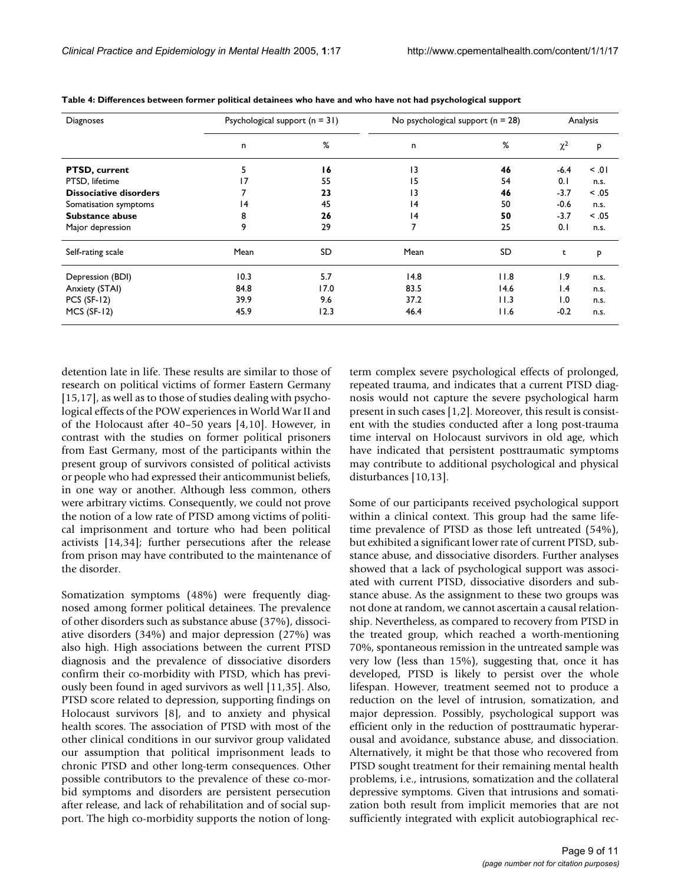**Table 4: Differences between former political detainees who have and who have not had psychological support**

| Diagnoses | Psychological support (n = 31) | | No psychological support (n = 28) | | Analysis | |
|---|---|---|---|---|---|---|
| | n | % | n | % | $\chi^2$ | p |
| **PTSD, current** | 5 | **16** | 13 | **46** | -6.4 | < .01 |
| PTSD, lifetime | 17 | 55 | 15 | 54 | 0.1 | n.s. |
| **Dissociative disorders** | 7 | **23** | 13 | **46** | -3.7 | < .05 |
| Somatisation symptoms | 14 | 45 | 14 | 50 | -0.6 | n.s. |
| **Substance abuse** | 8 | **26** | 14 | **50** | -3.7 | < .05 |
| Major depression | 9 | 29 | 7 | 25 | 0.1 | n.s. |
| Self-rating scale | Mean | SD | Mean | SD | t | p |
| Depression (BDI) | 10.3 | 5.7 | 14.8 | 11.8 | 1.9 | n.s. |
| Anxiety (STAI) | 84.8 | 17.0 | 83.5 | 14.6 | 1.4 | n.s. |
| PCS (SF-12) | 39.9 | 9.6 | 37.2 | 11.3 | 1.0 | n.s. |
| MCS (SF-12) | 45.9 | 12.3 | 46.4 | 11.6 | -0.2 | n.s. |

detention late in life. These results are similar to those of research on political victims of former Eastern Germany [15,17], as well as to those of studies dealing with psychological effects of the POW experiences in World War II and of the Holocaust after 40–50 years [4,10]. However, in contrast with the studies on former political prisoners from East Germany, most of the participants within the present group of survivors consisted of political activists or people who had expressed their anticommunist beliefs, in one way or another. Although less common, others were arbitrary victims. Consequently, we could not prove the notion of a low rate of PTSD among victims of political imprisonment and torture who had been political activists [14,34]; further persecutions after the release from prison may have contributed to the maintenance of the disorder.

Somatization symptoms (48%) were frequently diagnosed among former political detainees. The prevalence of other disorders such as substance abuse (37%), dissociative disorders (34%) and major depression (27%) was also high. High associations between the current PTSD diagnosis and the prevalence of dissociative disorders confirm their co-morbidity with PTSD, which has previously been found in aged survivors as well [11,35]. Also, PTSD score related to depression, supporting findings on Holocaust survivors [8], and to anxiety and physical health scores. The association of PTSD with most of the other clinical conditions in our survivor group validated our assumption that political imprisonment leads to chronic PTSD and other long-term consequences. Other possible contributors to the prevalence of these co-morbid symptoms and disorders are persistent persecution after release, and lack of rehabilitation and of social support. The high co-morbidity supports the notion of long-term complex severe psychological effects of prolonged, repeated trauma, and indicates that a current PTSD diagnosis would not capture the severe psychological harm present in such cases [1,2]. Moreover, this result is consistent with the studies conducted after a long post-trauma time interval on Holocaust survivors in old age, which have indicated that persistent posttraumatic symptoms may contribute to additional psychological and physical disturbances [10,13].

Some of our participants received psychological support within a clinical context. This group had the same lifetime prevalence of PTSD as those left untreated (54%), but exhibited a significant lower rate of current PTSD, substance abuse, and dissociative disorders. Further analyses showed that a lack of psychological support was associated with current PTSD, dissociative disorders and substance abuse. As the assignment to these two groups was not done at random, we cannot ascertain a causal relationship. Nevertheless, as compared to recovery from PTSD in the treated group, which reached a worth-mentioning 70%, spontaneous remission in the untreated sample was very low (less than 15%), suggesting that, once it has developed, PTSD is likely to persist over the whole lifespan. However, treatment seemed not to produce a reduction on the level of intrusion, somatization, and major depression. Possibly, psychological support was efficient only in the reduction of posttraumatic hyperarousal and avoidance, substance abuse, and dissociation. Alternatively, it might be that those who recovered from PTSD sought treatment for their remaining mental health problems, i.e., intrusions, somatization and the collateral depressive symptoms. Given that intrusions and somatization both result from implicit memories that are not sufficiently integrated with explicit autobiographical rec-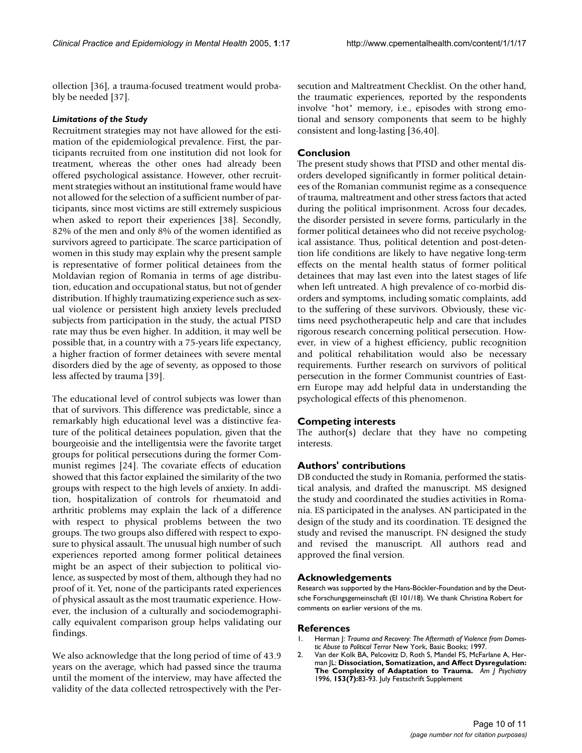ollection [36], a trauma-focused treatment would probably be needed [37].

### *Limitations of the Study*

Recruitment strategies may not have allowed for the estimation of the epidemiological prevalence. First, the participants recruited from one institution did not look for treatment, whereas the other ones had already been offered psychological assistance. However, other recruitment strategies without an institutional frame would have not allowed for the selection of a sufficient number of participants, since most victims are still extremely suspicious when asked to report their experiences [38]. Secondly, 82% of the men and only 8% of the women identified as survivors agreed to participate. The scarce participation of women in this study may explain why the present sample is representative of former political detainees from the Moldavian region of Romania in terms of age distribution, education and occupational status, but not of gender distribution. If highly traumatizing experience such as sexual violence or persistent high anxiety levels precluded subjects from participation in the study, the actual PTSD rate may thus be even higher. In addition, it may well be possible that, in a country with a 75-years life expectancy, a higher fraction of former detainees with severe mental disorders died by the age of seventy, as opposed to those less affected by trauma [39].

The educational level of control subjects was lower than that of survivors. This difference was predictable, since a remarkably high educational level was a distinctive feature of the political detainees population, given that the bourgeoisie and the intelligentsia were the favorite target groups for political persecutions during the former Communist regimes [24]. The covariate effects of education showed that this factor explained the similarity of the two groups with respect to the high levels of anxiety. In addition, hospitalization of controls for rheumatoid and arthritic problems may explain the lack of a difference with respect to physical problems between the two groups. The two groups also differed with respect to exposure to physical assault. The unusual high number of such experiences reported among former political detainees might be an aspect of their subjection to political violence, as suspected by most of them, although they had no proof of it. Yet, none of the participants rated experiences of physical assault as the most traumatic experience. However, the inclusion of a culturally and sociodemographically equivalent comparison group helps validating our findings.

We also acknowledge that the long period of time of 43.9 years on the average, which had passed since the trauma until the moment of the interview, may have affected the validity of the data collected retrospectively with the Persecution and Maltreatment Checklist. On the other hand, the traumatic experiences, reported by the respondents involve "hot" memory, i.e., episodes with strong emotional and sensory components that seem to be highly consistent and long-lasting [36,40].

## Conclusion

The present study shows that PTSD and other mental disorders developed significantly in former political detainees of the Romanian communist regime as a consequence of trauma, maltreatment and other stress factors that acted during the political imprisonment. Across four decades, the disorder persisted in severe forms, particularly in the former political detainees who did not receive psychological assistance. Thus, political detention and post-detention life conditions are likely to have negative long-term effects on the mental health status of former political detainees that may last even into the latest stages of life when left untreated. A high prevalence of co-morbid disorders and symptoms, including somatic complaints, add to the suffering of these survivors. Obviously, these victims need psychotherapeutic help and care that includes rigorous research concerning political persecution. However, in view of a highest efficiency, public recognition and political rehabilitation would also be necessary requirements. Further research on survivors of political persecution in the former Communist countries of Eastern Europe may add helpful data in understanding the psychological effects of this phenomenon.

## Competing interests

The author(s) declare that they have no competing interests.

## Authors' contributions

DB conducted the study in Romania, performed the statistical analysis, and drafted the manuscript. MS designed the study and coordinated the studies activities in Romania. ES participated in the analyses. AN participated in the design of the study and its coordination. TE designed the study and revised the manuscript. FN designed the study and revised the manuscript. All authors read and approved the final version.

## Acknowledgements

Research was supported by the Hans-Böckler-Foundation and by the Deutsche Forschungsgemeinschaft (El 101/18). We thank Christina Robert for comments on earlier versions of the ms.

## References

1. Herman J: *Trauma and Recovery: The Aftermath of Violence from Domestic Abuse to Political Terror* New York, Basic Books; 1997.
2. Van der Kolk BA, Pelcovitz D, Roth S, Mandel FS, McFarlane A, Herman JL: **Dissociation, Somatization, and Affect Dysregulation: The Complexity of Adaptation to Trauma.** *Am J Psychiatry* 1996, **153(7):**83-93. July Festschrift Supplement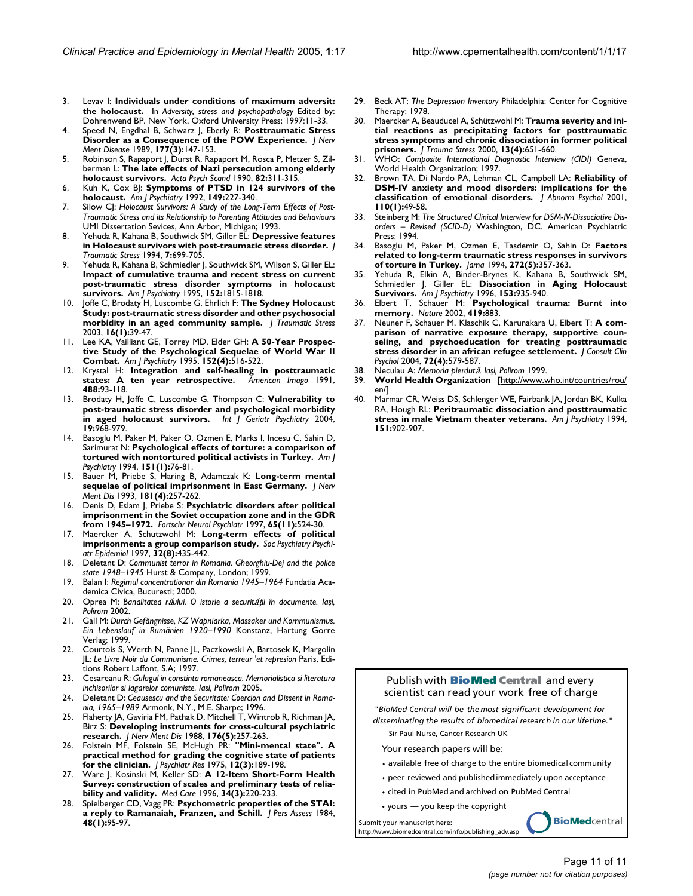3. Levav I: **Individuals under conditions of maximum adversit: the holocaust.** In *Adversity, stress and psychopathology* Edited by: Dohrenwend BP. New York, Oxford University Press; 1997:11-33.
4. Speed N, Engdhal B, Schwarz J, Eberly R: **Posttraumatic Stress Disorder as a Consequence of the POW Experience.** *J Nerv Ment Disease* 1989, **177(3):**147-153.
5. Robinson S, Rapaport J, Durst R, Rapaport M, Rosca P, Metzer S, Zilberman L: **The late effects of Nazi persecution among elderly holocaust survivors.** *Acta Psych Scand* 1990, **82:**311-315.
6. Kuh K, Cox BJ: **Symptoms of PTSD in 124 survivors of the holocaust.** *Am J Psychiatry* 1992, **149:**227-340.
7. Silow CJ: *Holocaust Survivors: A Study of the Long-Term Effects of Post-Traumatic Stress and its Relationship to Parenting Attitudes and Behaviours* UMI Dissertation Sevices, Ann Arbor, Michigan; 1993.
8. Yehuda R, Kahana B, Southwick SM, Giller EL: **Depressive features in Holocaust survivors with post-traumatic stress disorder.** *J Traumatic Stress* 1994, **7:**699-705.
9. Yehuda R, Kahana B, Schmiedler J, Southwick SM, Wilson S, Giller EL: **Impact of cumulative trauma and recent stress on current post-traumatic stress disorder symptoms in holocaust survivors.** *Am J Psychiatry* 1995, **152:**1815-1818.
10. Joffe C, Brodaty H, Luscombe G, Ehrlich F: **The Sydney Holocaust Study: post-traumatic stress disorder and other psychosocial morbidity in an aged community sample.** *J Traumatic Stress* 2003, **16(1):**39-47.
11. Lee KA, Vailliant GE, Torrey MD, Elder GH: **A 50-Year Prospective Study of the Psychological Sequelae of World War II Combat.** *Am J Psychiatry* 1995, **152(4):**516-522.
12. Krystal H: **Integration and self-healing in posttraumatic states: A ten year retrospective.** *American Imago* 1991, **488:**93-118.
13. Brodaty H, Joffe C, Luscombe G, Thompson C: **Vulnerability to post-traumatic stress disorder and psychological morbidity in aged holocaust survivors.** *Int J Geriatr Psychiatry* 2004, **19:**968-979.
14. Basoglu M, Paker M, Paker O, Ozmen E, Marks I, Incesu C, Sahin D, Sarimurat N: **Psychological effects of torture: a comparison of tortured with nontortured political activists in Turkey.** *Am J Psychiatry* 1994, **151(1):**76-81.
15. Bauer M, Priebe S, Haring B, Adamczak K: **Long-term mental sequelae of political imprisonment in East Germany.** *J Nerv Ment Dis* 1993, **181(4):**257-262.
16. Denis D, Eslam J, Priebe S: **Psychiatric disorders after political imprisonment in the Soviet occupation zone and in the GDR from 1945–1972.** *Fortschr Neurol Psychiatr* 1997, **65(11):**524-30.
17. Maercker A, Schutzwohl M: **Long-term effects of political imprisonment: a group comparison study.** *Soc Psychiatry Psychiatr Epidemiol* 1997, **32(8):**435-442.
18. Deletant D: *Communist terror in Romania. Gheorghiu-Dej and the police state 1948–1945* Hurst & Company, London; 1999.
19. Balan I: *Regimul concentrationar din Romania 1945–1964* Fundatia Academica Civica, Bucuresti; 2000.
20. Oprea M: *Banalitatea răului. O istorie a securităţii în documente. Iaşi, Polirom* 2002.
21. Gall M: *Durch Gefängnisse, KZ Wapniarka, Massaker und Kommunismus. Ein Lebenslauf in Rumänien 1920–1990* Konstanz, Hartung Gorre Verlag; 1999.
22. Courtois S, Werth N, Panne JL, Paczkowski A, Bartosek K, Margolin JL: *Le Livre Noir du Communisme. Crimes, terreur 'et represion* Paris, Editions Robert Laffont, S.A; 1997.
23. Cesareanu R: *Gulagul in constinta romaneasca. Memorialistica si literatura inchisorilor si lagarelor comuniste. Iasi, Polirom* 2005.
24. Deletant D: *Ceausescu and the Securitate: Coercion and Dissent in Romania, 1965–1989* Armonk, N.Y., M.E. Sharpe; 1996.
25. Flaherty JA, Gaviria FM, Pathak D, Mitchell T, Wintrob R, Richman JA, Birz S: **Developing instruments for cross-cultural psychiatric research.** *J Nerv Ment Dis* 1988, **176(5):**257-263.
26. Folstein MF, Folstein SE, McHugh PR: **"Mini-mental state". A practical method for grading the cognitive state of patients for the clinician.** *J Psychiatr Res* 1975, **12(3):**189-198.
27. Ware J, Kosinski M, Keller SD: **A 12-Item Short-Form Health Survey: construction of scales and preliminary tests of reliability and validity.** *Med Care* 1996, **34(3):**220-233.
28. Spielberger CD, Vagg PR: **Psychometric properties of the STAI: a reply to Ramanaiah, Franzen, and Schill.** *J Pers Assess* 1984, **48(1):**95-97.
29. Beck AT: *The Depression Inventory* Philadelphia: Center for Cognitive Therapy; 1978.
30. Maercker A, Beauducel A, Schützwohl M: **Trauma severity and initial reactions as precipitating factors for posttraumatic stress symptoms and chronic dissociation in former political prisoners.** *J Trauma Stress* 2000, **13(4):**651-660.
31. WHO: *Composite International Diagnostic Interview (CIDI)* Geneva, World Health Organization; 1997.
32. Brown TA, Di Nardo PA, Lehman CL, Campbell LA: **Reliability of DSM-IV anxiety and mood disorders: implications for the classification of emotional disorders.** *J Abnorm Psychol* 2001, **110(1):**49-58.
33. Steinberg M: *The Structured Clinical Interview for DSM-IV-Dissociative Disorders – Revised (SCID-D)* Washington, DC. American Psychiatric Press; 1994.
34. Basoglu M, Paker M, Ozmen E, Tasdemir O, Sahin D: **Factors related to long-term traumatic stress responses in survivors of torture in Turkey.** *Jama* 1994, **272(5):**357-363.
35. Yehuda R, Elkin A, Binder-Brynes K, Kahana B, Southwick SM, Schmiedler J, Giller EL: **Dissociation in Aging Holocaust Survivors.** *Am J Psychiatry* 1996, **153:**935-940.
36. Elbert T, Schauer M: **Psychological trauma: Burnt into memory.** *Nature* 2002, **419:**883.
37. Neuner F, Schauer M, Klaschik C, Karunakara U, Elbert T: **A comparison of narrative exposure therapy, supportive counseling, and psychoeducation for treating posttraumatic stress disorder in an african refugee settlement.** *J Consult Clin Psychol* 2004, **72(4):**579-587.
38. Neculau A: *Memoria pierdută. Iaşi, Polirom* 1999.
39. **World Health Organization** [http://www.who.int/countries/rou/en/]
40. Marmar CR, Weiss DS, Schlenger WE, Fairbank JA, Jordan BK, Kulka RA, Hough RL: **Peritraumatic dissociation and posttraumatic stress in male Vietnam theater veterans.** *Am J Psychiatry* 1994, **151:**902-907.

Publish with **BioMed Central** and every scientist can read your work free of charge

*"BioMed Central will be the most significant development for disseminating the results of biomedical research in our lifetime."*

Sir Paul Nurse, Cancer Research UK

Your research papers will be:

- available free of charge to the entire biomedical community
- peer reviewed and published immediately upon acceptance
- cited in PubMed and archived on PubMed Central
- yours — you keep the copyright

Submit your manuscript here:
http://www.biomedcentral.com/info/publishing_adv.asp

**BioMed**central